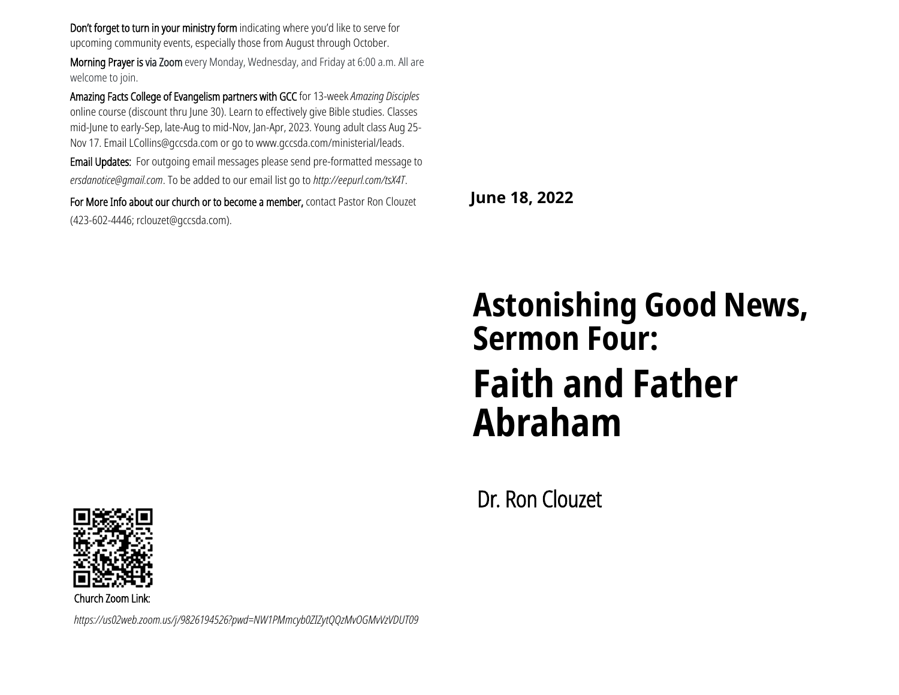**Don't forget to turn in your ministry form** indicating where you'd like to serve for upcoming community events, especially those from August through October.

**Morning Prayer is via Zoom** every Monday, Wednesday, and Friday at 6:00 a.m. All are welcome to join.

**Amazing Facts College of Evangelism partners with GCC** for 13-week *Amazing Disciples* online course (discount thru June 30). Learn to effectively give Bible studies. Classes mid-June to early-Sep, late-Aug to mid-Nov, Jan-Apr, 2023. Young adult class Aug 25-Nov 17. Email LCollins@gccsda.com or go to www.gccsda.com/ministerial/leads.

**Email Updates:** For outgoing email messages please send pre-formatted message to *ersdanotice@gmail.com*. To be added to our email list go to *http://eepurl.com/tsX4T*.

**For More Info about our church or to become a member,** contact Pastor Ron Clouzet (423-602-4446; rclouzet@gccsda.com).

Church Zoom Link:

*https://us02web.zoom.us/j/9826194526?pwd=NW1PMmcyb0ZIZytQQzMvOGMvVzVDUT09*

**June 18, 2022**

# Astonishing Good News, Sermon Four:

# Faith and Father Abraham

Dr. Ron Clouzet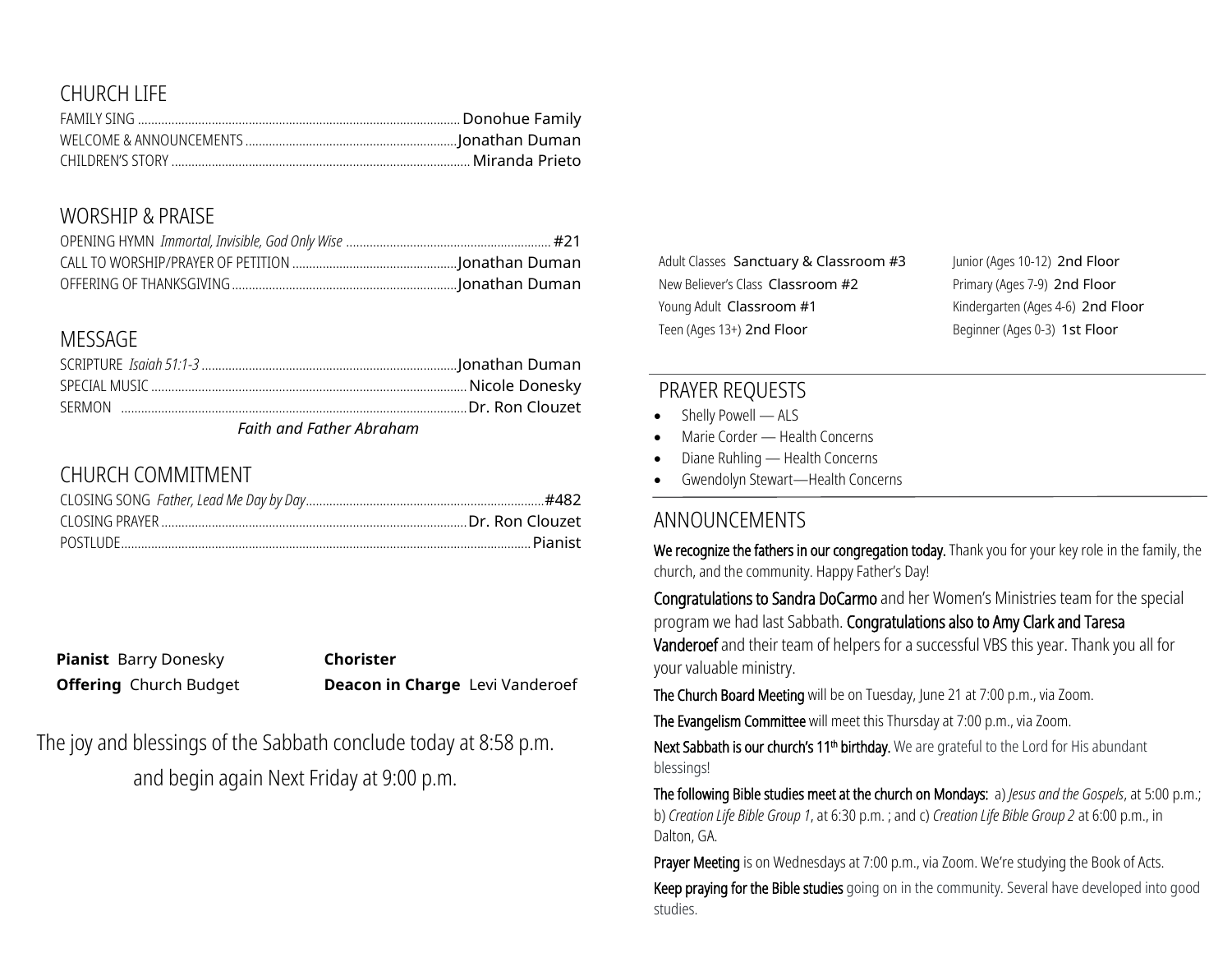## CHURCH LIFE

FAMILY SING ........ Donohue Family
WELCOME & ANNOUNCEMENTS ........ Jonathan Duman
CHILDREN'S STORY ........ Miranda Prieto

## WORSHIP & PRAISE

OPENING HYMN *Immortal, Invisible, God Only Wise* ........ #21
CALL TO WORSHIP/PRAYER OF PETITION ........ Jonathan Duman
OFFERING OF THANKSGIVING ........ Jonathan Duman

## MESSAGE

SCRIPTURE *Isaiah 51:1-3* ........ Jonathan Duman
SPECIAL MUSIC ........ Nicole Donesky
SERMON ........ Dr. Ron Clouzet
*Faith and Father Abraham*

## CHURCH COMMITMENT

CLOSING SONG *Father, Lead Me Day by Day* ........ #482
CLOSING PRAYER ........ Dr. Ron Clouzet
POSTLUDE ........ Pianist

**Pianist** Barry Donesky
**Offering** Church Budget
**Chorister**
**Deacon in Charge** Levi Vanderoef

The joy and blessings of the Sabbath conclude today at 8:58 p.m. and begin again Next Friday at 9:00 p.m.

| | |
|---|---|
| Adult Classes Sanctuary & Classroom #3 | Junior (Ages 10-12) 2nd Floor |
| New Believer's Class Classroom #2 | Primary (Ages 7-9) 2nd Floor |
| Young Adult Classroom #1 | Kindergarten (Ages 4-6) 2nd Floor |
| Teen (Ages 13+) 2nd Floor | Beginner (Ages 0-3) 1st Floor |

## PRAYER REQUESTS

- Shelly Powell — ALS
- Marie Corder — Health Concerns
- Diane Ruhling — Health Concerns
- Gwendolyn Stewart—Health Concerns

## ANNOUNCEMENTS

**We recognize the fathers in our congregation today.** Thank you for your key role in the family, the church, and the community. Happy Father's Day!

**Congratulations to Sandra DoCarmo** and her Women's Ministries team for the special program we had last Sabbath. **Congratulations also to Amy Clark and Taresa Vanderoef** and their team of helpers for a successful VBS this year. Thank you all for your valuable ministry.

**The Church Board Meeting** will be on Tuesday, June 21 at 7:00 p.m., via Zoom.

**The Evangelism Committee** will meet this Thursday at 7:00 p.m., via Zoom.

**Next Sabbath is our church's 11th birthday.** We are grateful to the Lord for His abundant blessings!

**The following Bible studies meet at the church on Mondays:** a) *Jesus and the Gospels*, at 5:00 p.m.; b) *Creation Life Bible Group 1*, at 6:30 p.m. ; and c) *Creation Life Bible Group 2* at 6:00 p.m., in Dalton, GA.

**Prayer Meeting** is on Wednesdays at 7:00 p.m., via Zoom. We're studying the Book of Acts.

**Keep praying for the Bible studies** going on in the community. Several have developed into good studies.